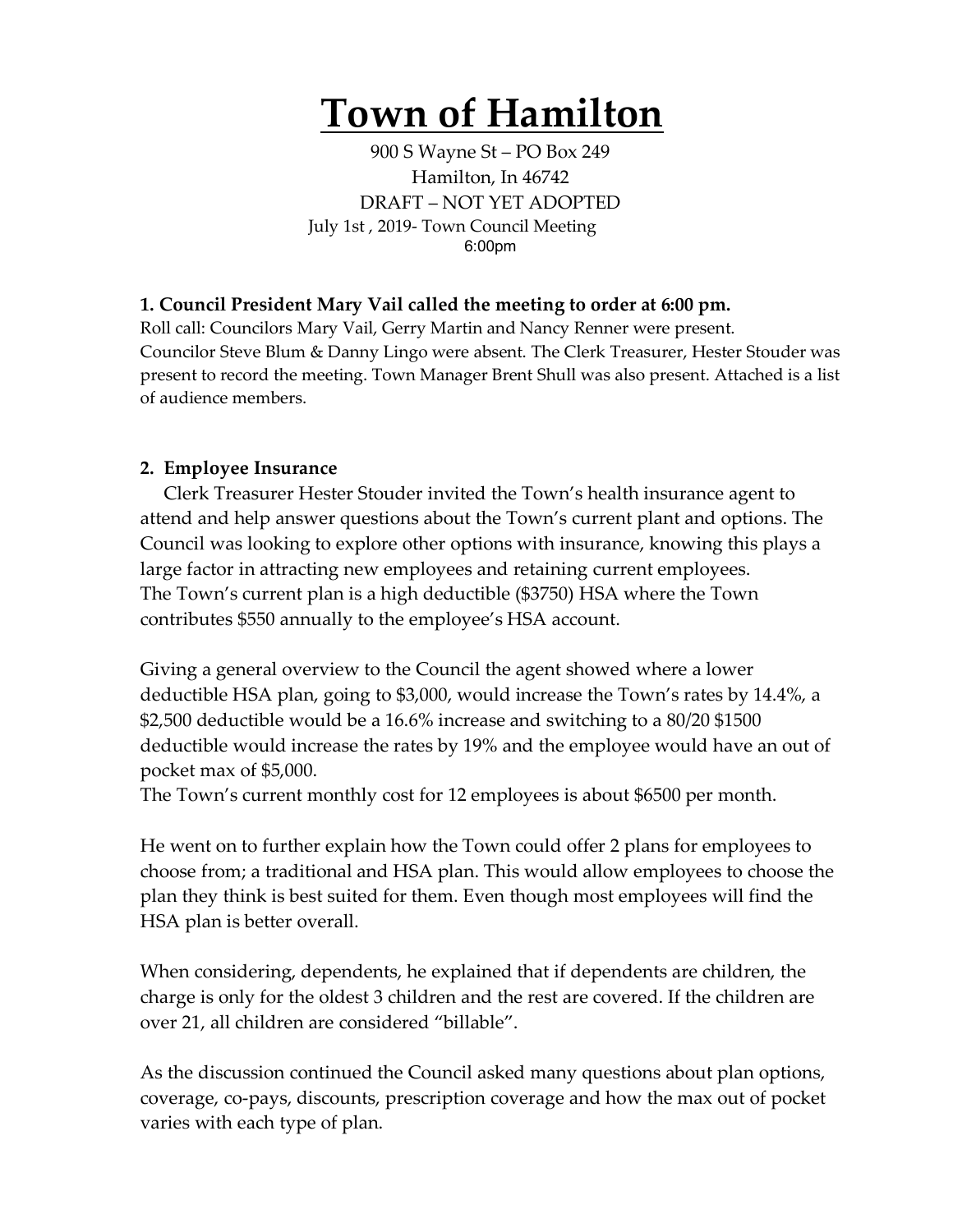# Town of Hamilton

900 S Wayne St – PO Box 249
Hamilton, In 46742
DRAFT – NOT YET ADOPTED
July 1st , 2019- Town Council Meeting
6:00pm

**1. Council President Mary Vail called the meeting to order at 6:00 pm.**

Roll call: Councilors Mary Vail, Gerry Martin and Nancy Renner were present. Councilor Steve Blum & Danny Lingo were absent. The Clerk Treasurer, Hester Stouder was present to record the meeting. Town Manager Brent Shull was also present. Attached is a list of audience members.

**2. Employee Insurance**

Clerk Treasurer Hester Stouder invited the Town's health insurance agent to attend and help answer questions about the Town's current plant and options. The Council was looking to explore other options with insurance, knowing this plays a large factor in attracting new employees and retaining current employees. The Town's current plan is a high deductible ($3750) HSA where the Town contributes $550 annually to the employee's HSA account.

Giving a general overview to the Council the agent showed where a lower deductible HSA plan, going to $3,000, would increase the Town's rates by 14.4%, a $2,500 deductible would be a 16.6% increase and switching to a 80/20 $1500 deductible would increase the rates by 19% and the employee would have an out of pocket max of $5,000.
The Town's current monthly cost for 12 employees is about $6500 per month.

He went on to further explain how the Town could offer 2 plans for employees to choose from; a traditional and HSA plan. This would allow employees to choose the plan they think is best suited for them. Even though most employees will find the HSA plan is better overall.

When considering, dependents, he explained that if dependents are children, the charge is only for the oldest 3 children and the rest are covered. If the children are over 21, all children are considered "billable".

As the discussion continued the Council asked many questions about plan options, coverage, co-pays, discounts, prescription coverage and how the max out of pocket varies with each type of plan.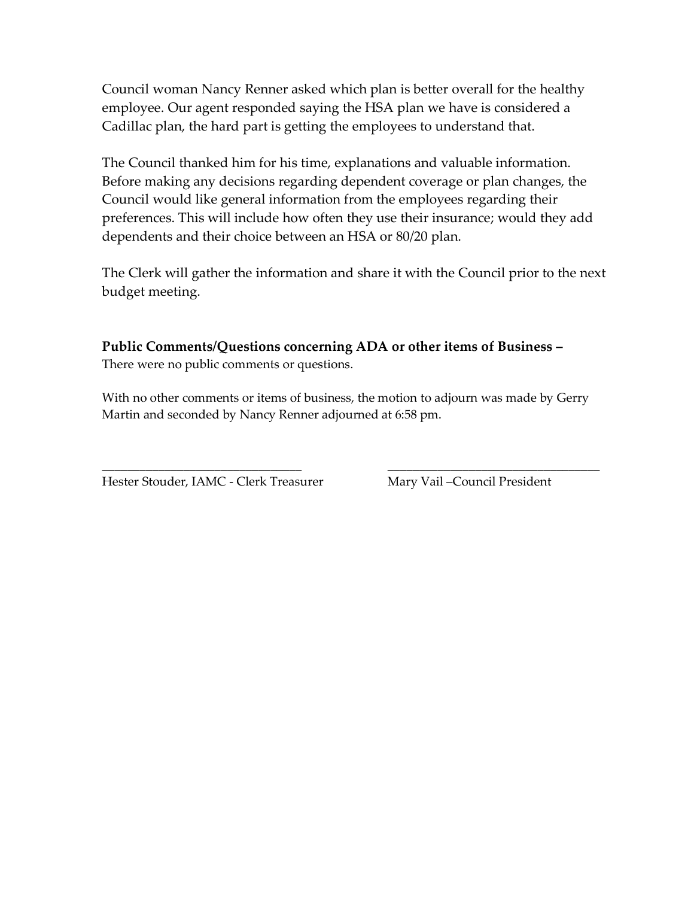Council woman Nancy Renner asked which plan is better overall for the healthy employee. Our agent responded saying the HSA plan we have is considered a Cadillac plan, the hard part is getting the employees to understand that.

The Council thanked him for his time, explanations and valuable information. Before making any decisions regarding dependent coverage or plan changes, the Council would like general information from the employees regarding their preferences. This will include how often they use their insurance; would they add dependents and their choice between an HSA or 80/20 plan.

The Clerk will gather the information and share it with the Council prior to the next budget meeting.

**Public Comments/Questions concerning ADA or other items of Business –**
There were no public comments or questions.

With no other comments or items of business, the motion to adjourn was made by Gerry Martin and seconded by Nancy Renner adjourned at 6:58 pm.

_______________________________ _________________________________
Hester Stouder, IAMC - Clerk Treasurer Mary Vail –Council President